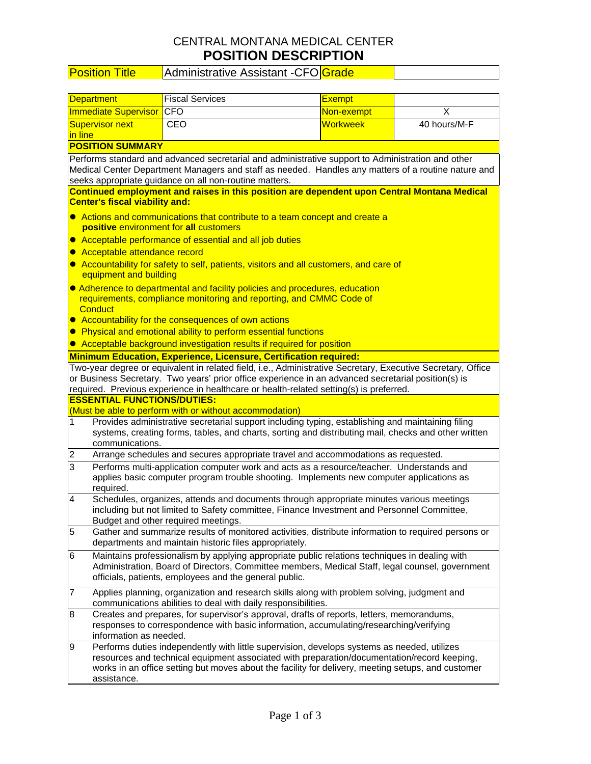# CENTRAL MONTANA MEDICAL CENTER
## POSITION DESCRIPTION

| Position Title | Administrative Assistant -CFO | Grade | |
|---|---|---|---|

| Department | Fiscal Services | Exempt | |
|---|---|---|---|
| Immediate Supervisor | CFO | Non-exempt | X |
| Supervisor next in line | CEO | Workweek | 40 hours/M-F |

**POSITION SUMMARY**

Performs standard and advanced secretarial and administrative support to Administration and other Medical Center Department Managers and staff as needed. Handles any matters of a routine nature and seeks appropriate guidance on all non-routine matters.

**Continued employment and raises in this position are dependent upon Central Montana Medical Center's fiscal viability and:**

- Actions and communications that contribute to a team concept and create a **positive** environment for **all** customers
- Acceptable performance of essential and all job duties
- Acceptable attendance record
- Accountability for safety to self, patients, visitors and all customers, and care of equipment and building
- Adherence to departmental and facility policies and procedures, education requirements, compliance monitoring and reporting, and CMMC Code of Conduct
- Accountability for the consequences of own actions
- Physical and emotional ability to perform essential functions
- Acceptable background investigation results if required for position

**Minimum Education, Experience, Licensure, Certification required:**

Two-year degree or equivalent in related field, i.e., Administrative Secretary, Executive Secretary, Office or Business Secretary. Two years' prior office experience in an advanced secretarial position(s) is required. Previous experience in healthcare or health-related setting(s) is preferred.

**ESSENTIAL FUNCTIONS/DUTIES:**
(Must be able to perform with or without accommodation)

1. Provides administrative secretarial support including typing, establishing and maintaining filing systems, creating forms, tables, and charts, sorting and distributing mail, checks and other written communications.
2. Arrange schedules and secures appropriate travel and accommodations as requested.
3. Performs multi-application computer work and acts as a resource/teacher. Understands and applies basic computer program trouble shooting. Implements new computer applications as required.
4. Schedules, organizes, attends and documents through appropriate minutes various meetings including but not limited to Safety committee, Finance Investment and Personnel Committee, Budget and other required meetings.
5. Gather and summarize results of monitored activities, distribute information to required persons or departments and maintain historic files appropriately.
6. Maintains professionalism by applying appropriate public relations techniques in dealing with Administration, Board of Directors, Committee members, Medical Staff, legal counsel, government officials, patients, employees and the general public.
7. Applies planning, organization and research skills along with problem solving, judgment and communications abilities to deal with daily responsibilities.
8. Creates and prepares, for supervisor's approval, drafts of reports, letters, memorandums, responses to correspondence with basic information, accumulating/researching/verifying information as needed.
9. Performs duties independently with little supervision, develops systems as needed, utilizes resources and technical equipment associated with preparation/documentation/record keeping, works in an office setting but moves about the facility for delivery, meeting setups, and customer assistance.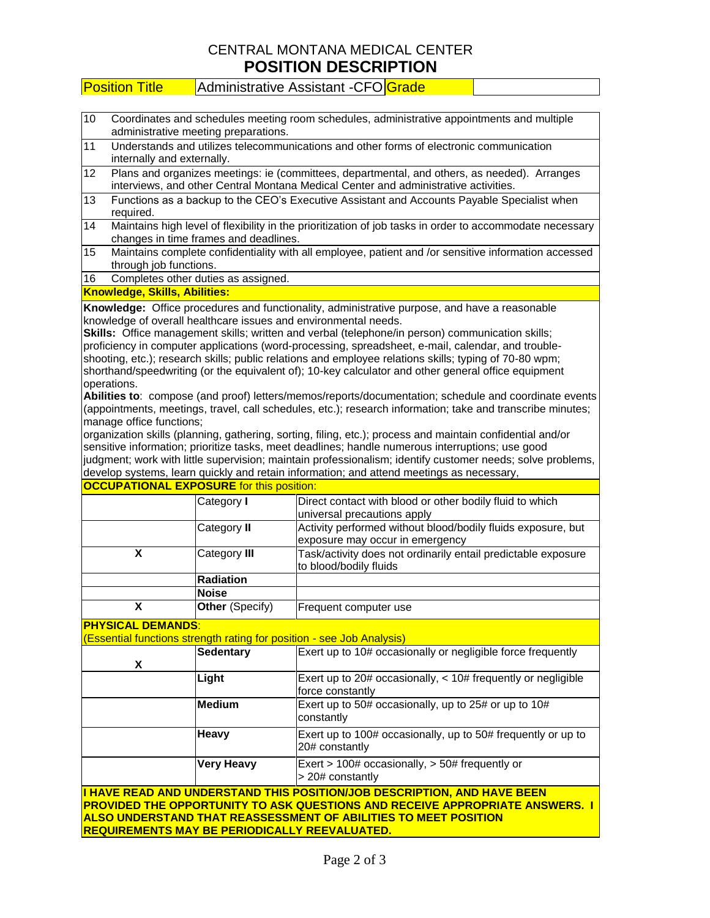CENTRAL MONTANA MEDICAL CENTER

# POSITION DESCRIPTION

| Position Title | Administrative Assistant -CFO | Grade | |
|---|---|---|---|

| | |
|---|---|
| 10 | Coordinates and schedules meeting room schedules, administrative appointments and multiple administrative meeting preparations. |
| 11 | Understands and utilizes telecommunications and other forms of electronic communication internally and externally. |
| 12 | Plans and organizes meetings: ie (committees, departmental, and others, as needed). Arranges interviews, and other Central Montana Medical Center and administrative activities. |
| 13 | Functions as a backup to the CEO's Executive Assistant and Accounts Payable Specialist when required. |
| 14 | Maintains high level of flexibility in the prioritization of job tasks in order to accommodate necessary changes in time frames and deadlines. |
| 15 | Maintains complete confidentiality with all employee, patient and /or sensitive information accessed through job functions. |
| 16 | Completes other duties as assigned. |

**Knowledge, Skills, Abilities:**

**Knowledge:** Office procedures and functionality, administrative purpose, and have a reasonable knowledge of overall healthcare issues and environmental needs.

**Skills:** Office management skills; written and verbal (telephone/in person) communication skills; proficiency in computer applications (word-processing, spreadsheet, e-mail, calendar, and trouble-shooting, etc.); research skills; public relations and employee relations skills; typing of 70-80 wpm; shorthand/speedwriting (or the equivalent of); 10-key calculator and other general office equipment operations.

**Abilities to**: compose (and proof) letters/memos/reports/documentation; schedule and coordinate events (appointments, meetings, travel, call schedules, etc.); research information; take and transcribe minutes; manage office functions;

organization skills (planning, gathering, sorting, filing, etc.); process and maintain confidential and/or sensitive information; prioritize tasks, meet deadlines; handle numerous interruptions; use good judgment; work with little supervision; maintain professionalism; identify customer needs; solve problems, develop systems, learn quickly and retain information; and attend meetings as necessary,

**OCCUPATIONAL EXPOSURE** for this position:

| | | |
|---|---|---|
| | Category **I** | Direct contact with blood or other bodily fluid to which universal precautions apply |
| | Category **II** | Activity performed without blood/bodily fluids exposure, but exposure may occur in emergency |
| X | Category **III** | Task/activity does not ordinarily entail predictable exposure to blood/bodily fluids |
| | **Radiation** | |
| | **Noise** | |
| X | **Other** (Specify) | Frequent computer use |

**PHYSICAL DEMANDS**:
(Essential functions strength rating for position - see Job Analysis)

| | | |
|---|---|---|
| X | **Sedentary** | Exert up to 10# occasionally or negligible force frequently |
| | **Light** | Exert up to 20# occasionally, < 10# frequently or negligible force constantly |
| | **Medium** | Exert up to 50# occasionally, up to 25# or up to 10# constantly |
| | **Heavy** | Exert up to 100# occasionally, up to 50# frequently or up to 20# constantly |
| | **Very Heavy** | Exert > 100# occasionally, > 50# frequently or > 20# constantly |

**I HAVE READ AND UNDERSTAND THIS POSITION/JOB DESCRIPTION, AND HAVE BEEN PROVIDED THE OPPORTUNITY TO ASK QUESTIONS AND RECEIVE APPROPRIATE ANSWERS. I ALSO UNDERSTAND THAT REASSESSMENT OF ABILITIES TO MEET POSITION REQUIREMENTS MAY BE PERIODICALLY REEVALUATED.**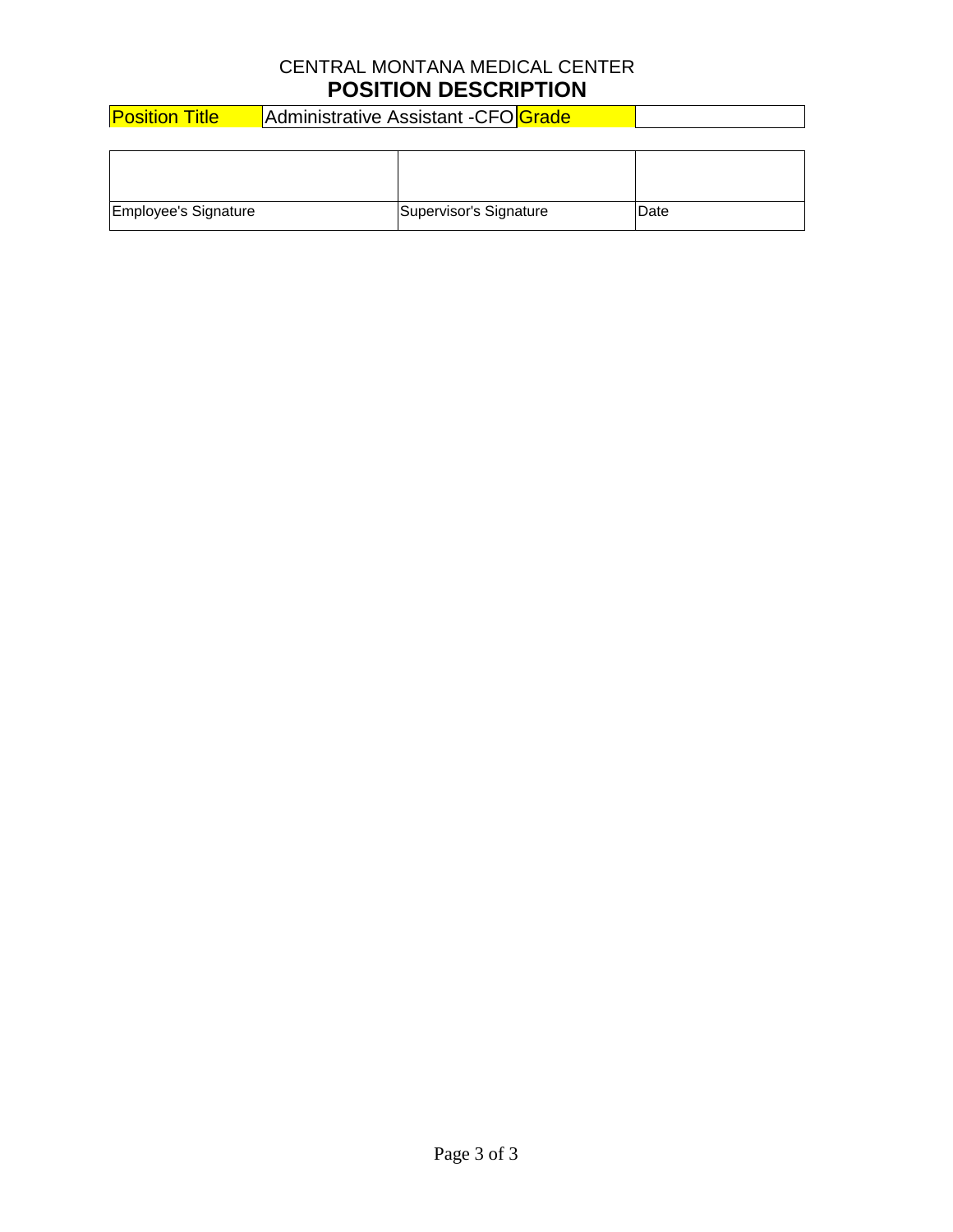CENTRAL MONTANA MEDICAL CENTER

# POSITION DESCRIPTION

| Position Title | Administrative Assistant -CFO | Grade | |
|---|---|---|---|

| | | |
|---|---|---|
| | | |
| Employee's Signature | Supervisor's Signature | Date |